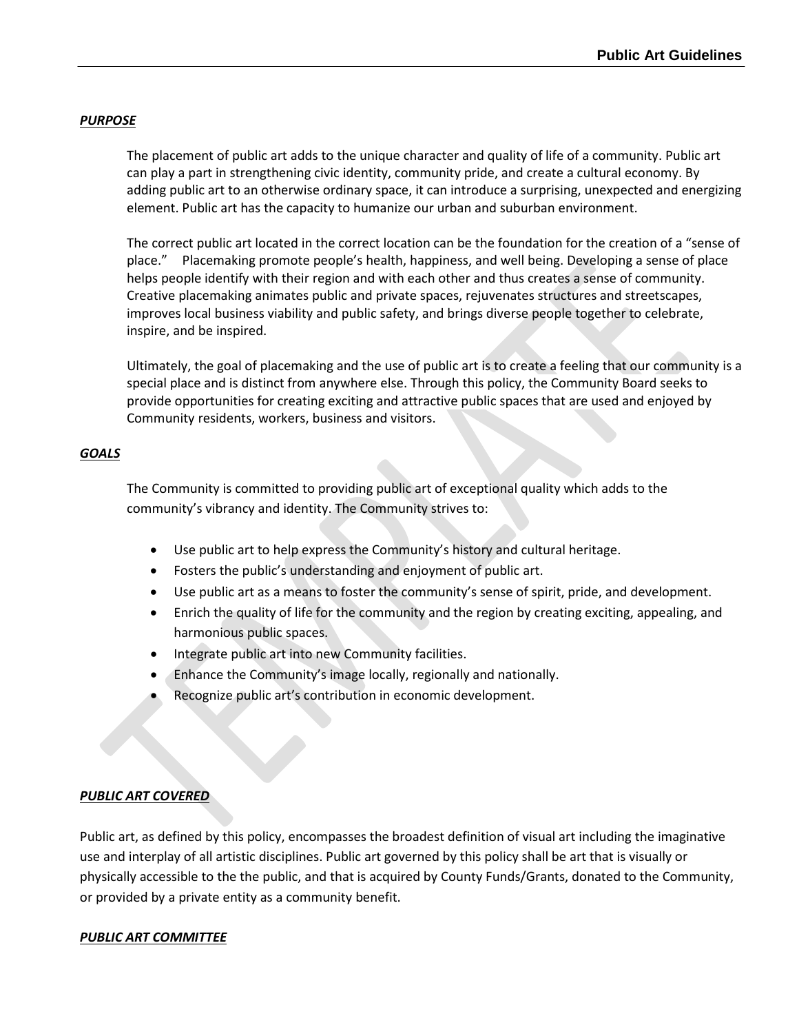## *PURPOSE*

The placement of public art adds to the unique character and quality of life of a community. Public art can play a part in strengthening civic identity, community pride, and create a cultural economy. By adding public art to an otherwise ordinary space, it can introduce a surprising, unexpected and energizing element. Public art has the capacity to humanize our urban and suburban environment.

The correct public art located in the correct location can be the foundation for the creation of a "sense of place." Placemaking promote people's health, happiness, and well being. Developing a sense of place helps people identify with their region and with each other and thus creates a sense of community. Creative placemaking animates public and private spaces, rejuvenates structures and streetscapes, improves local business viability and public safety, and brings diverse people together to celebrate, inspire, and be inspired.

Ultimately, the goal of placemaking and the use of public art is to create a feeling that our community is a special place and is distinct from anywhere else. Through this policy, the Community Board seeks to provide opportunities for creating exciting and attractive public spaces that are used and enjoyed by Community residents, workers, business and visitors.

## *GOALS*

The Community is committed to providing public art of exceptional quality which adds to the community's vibrancy and identity. The Community strives to:

- Use public art to help express the Community's history and cultural heritage.
- Fosters the public's understanding and enjoyment of public art.
- Use public art as a means to foster the community's sense of spirit, pride, and development.
- Enrich the quality of life for the community and the region by creating exciting, appealing, and harmonious public spaces.
- Integrate public art into new Community facilities.
- Enhance the Community's image locally, regionally and nationally.
- Recognize public art's contribution in economic development.

## *PUBLIC ART COVERED*

Public art, as defined by this policy, encompasses the broadest definition of visual art including the imaginative use and interplay of all artistic disciplines. Public art governed by this policy shall be art that is visually or physically accessible to the the public, and that is acquired by County Funds/Grants, donated to the Community, or provided by a private entity as a community benefit.

## *PUBLIC ART COMMITTEE*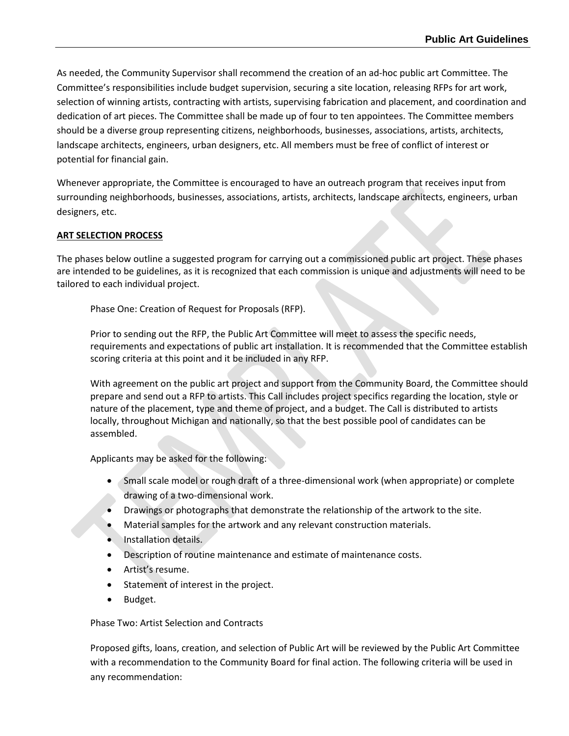As needed, the Community Supervisor shall recommend the creation of an ad-hoc public art Committee. The Committee's responsibilities include budget supervision, securing a site location, releasing RFPs for art work, selection of winning artists, contracting with artists, supervising fabrication and placement, and coordination and dedication of art pieces. The Committee shall be made up of four to ten appointees. The Committee members should be a diverse group representing citizens, neighborhoods, businesses, associations, artists, architects, landscape architects, engineers, urban designers, etc. All members must be free of conflict of interest or potential for financial gain.

Whenever appropriate, the Committee is encouraged to have an outreach program that receives input from surrounding neighborhoods, businesses, associations, artists, architects, landscape architects, engineers, urban designers, etc.

**ART SELECTION PROCESS**

The phases below outline a suggested program for carrying out a commissioned public art project. These phases are intended to be guidelines, as it is recognized that each commission is unique and adjustments will need to be tailored to each individual project.

Phase One: Creation of Request for Proposals (RFP).

Prior to sending out the RFP, the Public Art Committee will meet to assess the specific needs, requirements and expectations of public art installation. It is recommended that the Committee establish scoring criteria at this point and it be included in any RFP.

With agreement on the public art project and support from the Community Board, the Committee should prepare and send out a RFP to artists. This Call includes project specifics regarding the location, style or nature of the placement, type and theme of project, and a budget. The Call is distributed to artists locally, throughout Michigan and nationally, so that the best possible pool of candidates can be assembled.

Applicants may be asked for the following:

- Small scale model or rough draft of a three-dimensional work (when appropriate) or complete drawing of a two-dimensional work.
- Drawings or photographs that demonstrate the relationship of the artwork to the site.
- Material samples for the artwork and any relevant construction materials.
- Installation details.
- Description of routine maintenance and estimate of maintenance costs.
- Artist's resume.
- Statement of interest in the project.
- Budget.

Phase Two: Artist Selection and Contracts

Proposed gifts, loans, creation, and selection of Public Art will be reviewed by the Public Art Committee with a recommendation to the Community Board for final action. The following criteria will be used in any recommendation: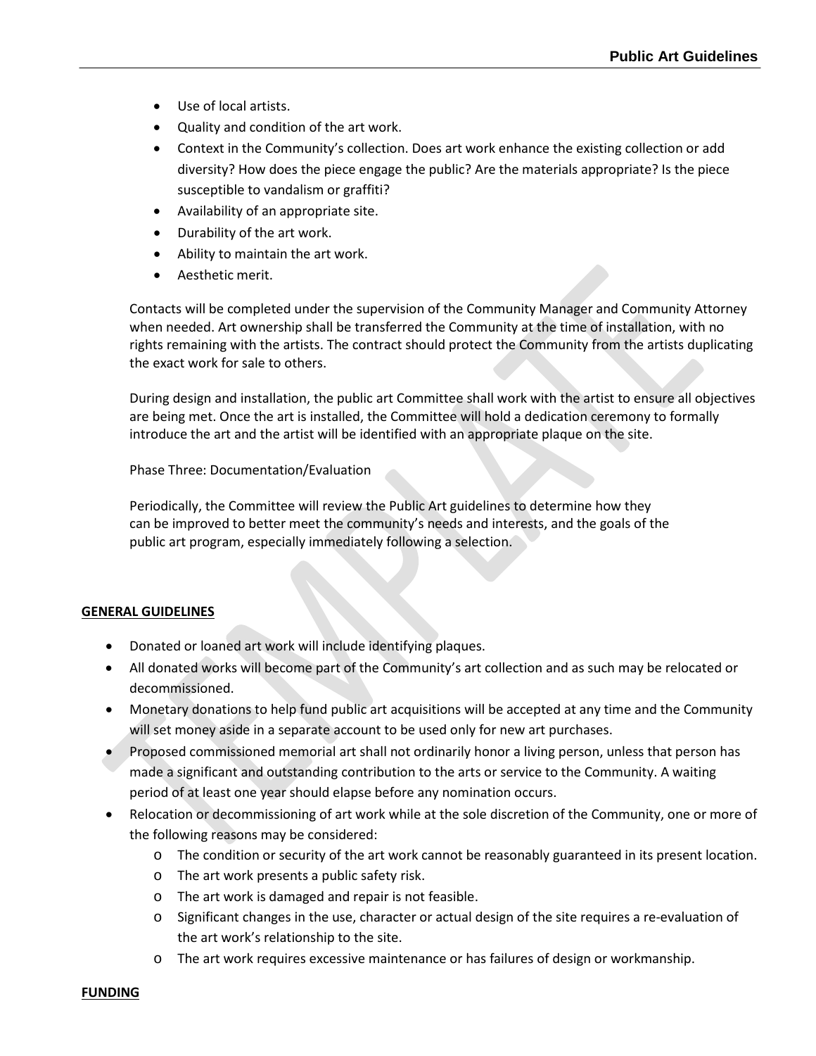- Use of local artists.
- Quality and condition of the art work.
- Context in the Community's collection. Does art work enhance the existing collection or add diversity? How does the piece engage the public? Are the materials appropriate? Is the piece susceptible to vandalism or graffiti?
- Availability of an appropriate site.
- Durability of the art work.
- Ability to maintain the art work.
- Aesthetic merit.

Contacts will be completed under the supervision of the Community Manager and Community Attorney when needed. Art ownership shall be transferred the Community at the time of installation, with no rights remaining with the artists. The contract should protect the Community from the artists duplicating the exact work for sale to others.

During design and installation, the public art Committee shall work with the artist to ensure all objectives are being met. Once the art is installed, the Committee will hold a dedication ceremony to formally introduce the art and the artist will be identified with an appropriate plaque on the site.

Phase Three: Documentation/Evaluation

Periodically, the Committee will review the Public Art guidelines to determine how they can be improved to better meet the community's needs and interests, and the goals of the public art program, especially immediately following a selection.

**GENERAL GUIDELINES**

- Donated or loaned art work will include identifying plaques.
- All donated works will become part of the Community's art collection and as such may be relocated or decommissioned.
- Monetary donations to help fund public art acquisitions will be accepted at any time and the Community will set money aside in a separate account to be used only for new art purchases.
- Proposed commissioned memorial art shall not ordinarily honor a living person, unless that person has made a significant and outstanding contribution to the arts or service to the Community. A waiting period of at least one year should elapse before any nomination occurs.
- Relocation or decommissioning of art work while at the sole discretion of the Community, one or more of the following reasons may be considered:
    - The condition or security of the art work cannot be reasonably guaranteed in its present location.
    - The art work presents a public safety risk.
    - The art work is damaged and repair is not feasible.
    - Significant changes in the use, character or actual design of the site requires a re-evaluation of the art work's relationship to the site.
    - The art work requires excessive maintenance or has failures of design or workmanship.

**FUNDING**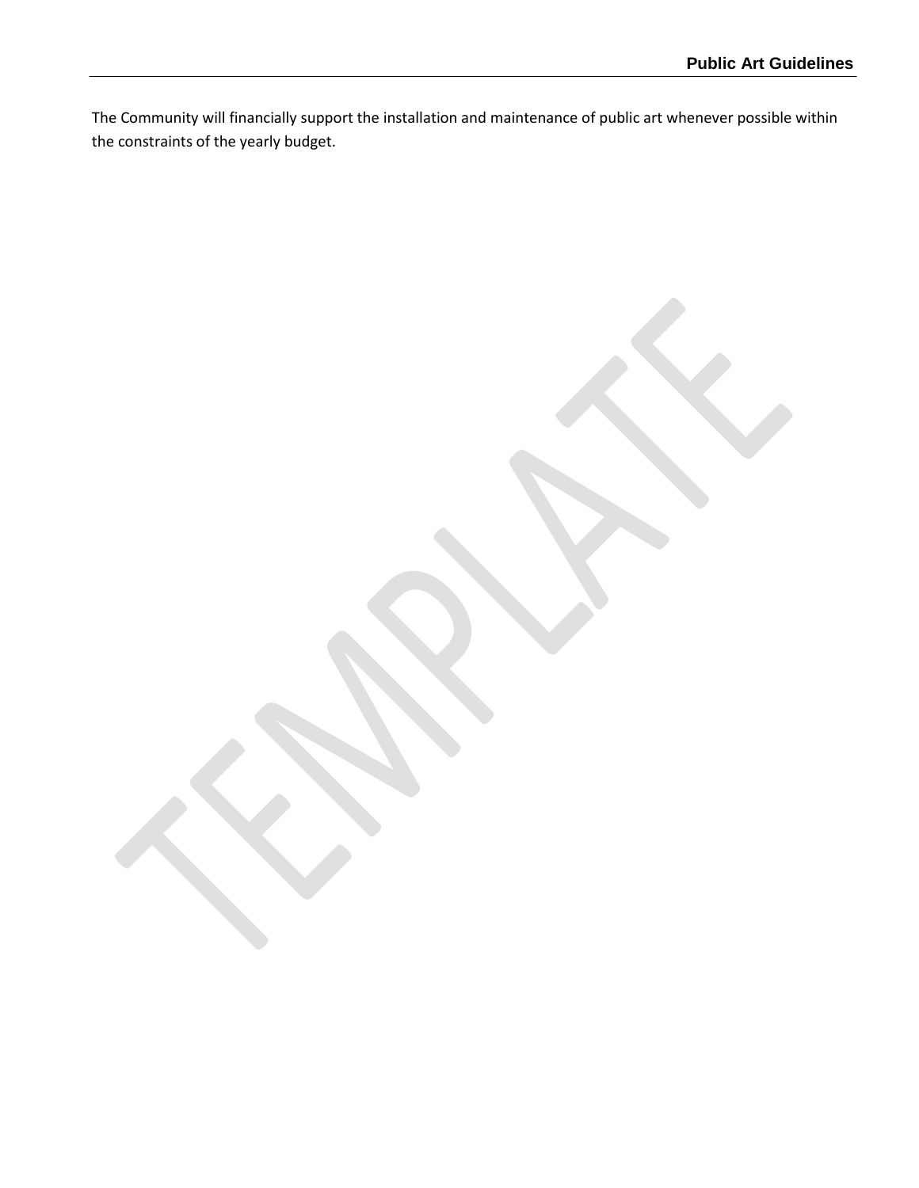The Community will financially support the installation and maintenance of public art whenever possible within the constraints of the yearly budget.